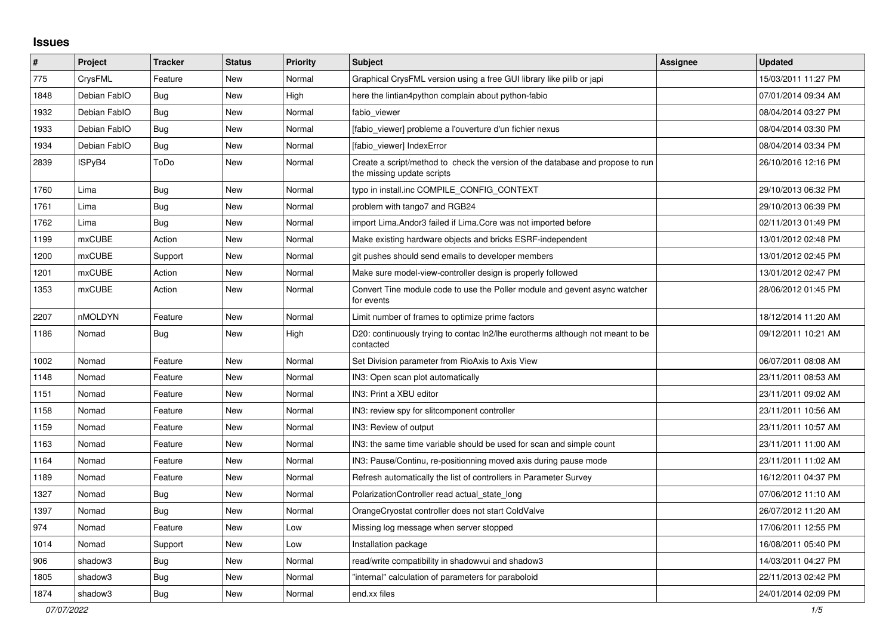## Issues

| # | Project | Tracker | Status | Priority | Subject | Assignee | Updated |
|---|---|---|---|---|---|---|---|
| 775 | CrysFML | Feature | New | Normal | Graphical CrysFML version using a free GUI library like pilib or japi | | 15/03/2011 11:27 PM |
| 1848 | Debian FabIO | Bug | New | High | here the lintian4python complain about python-fabio | | 07/01/2014 09:34 AM |
| 1932 | Debian FabIO | Bug | New | Normal | fabio_viewer | | 08/04/2014 03:27 PM |
| 1933 | Debian FabIO | Bug | New | Normal | [fabio_viewer] probleme a l'ouverture d'un fichier nexus | | 08/04/2014 03:30 PM |
| 1934 | Debian FabIO | Bug | New | Normal | [fabio_viewer] IndexError | | 08/04/2014 03:34 PM |
| 2839 | ISPyB4 | ToDo | New | Normal | Create a script/method to check the version of the database and propose to run the missing update scripts | | 26/10/2016 12:16 PM |
| 1760 | Lima | Bug | New | Normal | typo in install.inc COMPILE_CONFIG_CONTEXT | | 29/10/2013 06:32 PM |
| 1761 | Lima | Bug | New | Normal | problem with tango7 and RGB24 | | 29/10/2013 06:39 PM |
| 1762 | Lima | Bug | New | Normal | import Lima.Andor3 failed if Lima.Core was not imported before | | 02/11/2013 01:49 PM |
| 1199 | mxCUBE | Action | New | Normal | Make existing hardware objects and bricks ESRF-independent | | 13/01/2012 02:48 PM |
| 1200 | mxCUBE | Support | New | Normal | git pushes should send emails to developer members | | 13/01/2012 02:45 PM |
| 1201 | mxCUBE | Action | New | Normal | Make sure model-view-controller design is properly followed | | 13/01/2012 02:47 PM |
| 1353 | mxCUBE | Action | New | Normal | Convert Tine module code to use the Poller module and gevent async watcher for events | | 28/06/2012 01:45 PM |
| 2207 | nMOLDYN | Feature | New | Normal | Limit number of frames to optimize prime factors | | 18/12/2014 11:20 AM |
| 1186 | Nomad | Bug | New | High | D20: continuously trying to contac ln2/lhe eurotherms although not meant to be contacted | | 09/12/2011 10:21 AM |
| 1002 | Nomad | Feature | New | Normal | Set Division parameter from RioAxis to Axis View | | 06/07/2011 08:08 AM |
| 1148 | Nomad | Feature | New | Normal | IN3: Open scan plot automatically | | 23/11/2011 08:53 AM |
| 1151 | Nomad | Feature | New | Normal | IN3: Print a XBU editor | | 23/11/2011 09:02 AM |
| 1158 | Nomad | Feature | New | Normal | IN3: review spy for slitcomponent controller | | 23/11/2011 10:56 AM |
| 1159 | Nomad | Feature | New | Normal | IN3: Review of output | | 23/11/2011 10:57 AM |
| 1163 | Nomad | Feature | New | Normal | IN3: the same time variable should be used for scan and simple count | | 23/11/2011 11:00 AM |
| 1164 | Nomad | Feature | New | Normal | IN3: Pause/Continu, re-positionning moved axis during pause mode | | 23/11/2011 11:02 AM |
| 1189 | Nomad | Feature | New | Normal | Refresh automatically the list of controllers in Parameter Survey | | 16/12/2011 04:37 PM |
| 1327 | Nomad | Bug | New | Normal | PolarizationController read actual_state_long | | 07/06/2012 11:10 AM |
| 1397 | Nomad | Bug | New | Normal | OrangeCryostat controller does not start ColdValve | | 26/07/2012 11:20 AM |
| 974 | Nomad | Feature | New | Low | Missing log message when server stopped | | 17/06/2011 12:55 PM |
| 1014 | Nomad | Support | New | Low | Installation package | | 16/08/2011 05:40 PM |
| 906 | shadow3 | Bug | New | Normal | read/write compatibility in shadowvui and shadow3 | | 14/03/2011 04:27 PM |
| 1805 | shadow3 | Bug | New | Normal | "internal" calculation of parameters for paraboloid | | 22/11/2013 02:42 PM |
| 1874 | shadow3 | Bug | New | Normal | end.xx files | | 24/01/2014 02:09 PM |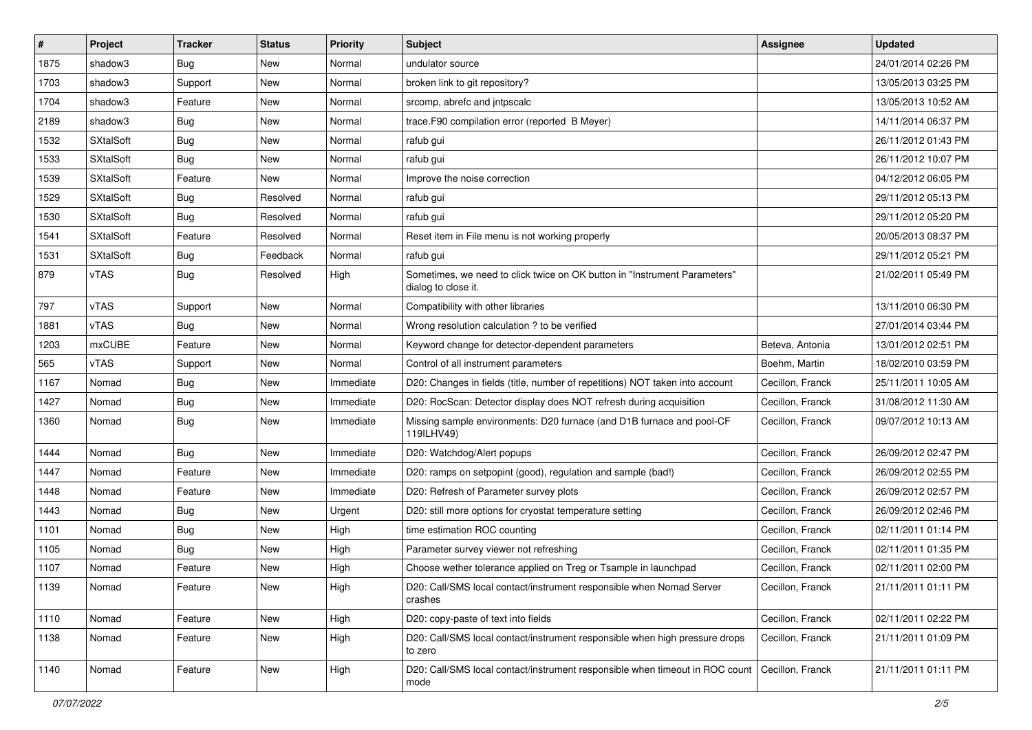| # | Project | Tracker | Status | Priority | Subject | Assignee | Updated |
|---|---|---|---|---|---|---|---|
| 1875 | shadow3 | Bug | New | Normal | undulator source | | 24/01/2014 02:26 PM |
| 1703 | shadow3 | Support | New | Normal | broken link to git repository? | | 13/05/2013 03:25 PM |
| 1704 | shadow3 | Feature | New | Normal | srcomp, abrefc and jntpscalc | | 13/05/2013 10:52 AM |
| 2189 | shadow3 | Bug | New | Normal | trace.F90 compilation error (reported B Meyer) | | 14/11/2014 06:37 PM |
| 1532 | SXtalSoft | Bug | New | Normal | rafub gui | | 26/11/2012 01:43 PM |
| 1533 | SXtalSoft | Bug | New | Normal | rafub gui | | 26/11/2012 10:07 PM |
| 1539 | SXtalSoft | Feature | New | Normal | Improve the noise correction | | 04/12/2012 06:05 PM |
| 1529 | SXtalSoft | Bug | Resolved | Normal | rafub gui | | 29/11/2012 05:13 PM |
| 1530 | SXtalSoft | Bug | Resolved | Normal | rafub gui | | 29/11/2012 05:20 PM |
| 1541 | SXtalSoft | Feature | Resolved | Normal | Reset item in File menu is not working properly | | 20/05/2013 08:37 PM |
| 1531 | SXtalSoft | Bug | Feedback | Normal | rafub gui | | 29/11/2012 05:21 PM |
| 879 | vTAS | Bug | Resolved | High | Sometimes, we need to click twice on OK button in "Instrument Parameters" dialog to close it. | | 21/02/2011 05:49 PM |
| 797 | vTAS | Support | New | Normal | Compatibility with other libraries | | 13/11/2010 06:30 PM |
| 1881 | vTAS | Bug | New | Normal | Wrong resolution calculation ? to be verified | | 27/01/2014 03:44 PM |
| 1203 | mxCUBE | Feature | New | Normal | Keyword change for detector-dependent parameters | Beteva, Antonia | 13/01/2012 02:51 PM |
| 565 | vTAS | Support | New | Normal | Control of all instrument parameters | Boehm, Martin | 18/02/2010 03:59 PM |
| 1167 | Nomad | Bug | New | Immediate | D20: Changes in fields (title, number of repetitions) NOT taken into account | Cecillon, Franck | 25/11/2011 10:05 AM |
| 1427 | Nomad | Bug | New | Immediate | D20: RocScan: Detector display does NOT refresh during acquisition | Cecillon, Franck | 31/08/2012 11:30 AM |
| 1360 | Nomad | Bug | New | Immediate | Missing sample environments: D20 furnace (and D1B furnace and pool-CF 119ILHV49) | Cecillon, Franck | 09/07/2012 10:13 AM |
| 1444 | Nomad | Bug | New | Immediate | D20: Watchdog/Alert popups | Cecillon, Franck | 26/09/2012 02:47 PM |
| 1447 | Nomad | Feature | New | Immediate | D20: ramps on setpopint (good), regulation and sample (bad!) | Cecillon, Franck | 26/09/2012 02:55 PM |
| 1448 | Nomad | Feature | New | Immediate | D20: Refresh of Parameter survey plots | Cecillon, Franck | 26/09/2012 02:57 PM |
| 1443 | Nomad | Bug | New | Urgent | D20: still more options for cryostat temperature setting | Cecillon, Franck | 26/09/2012 02:46 PM |
| 1101 | Nomad | Bug | New | High | time estimation ROC counting | Cecillon, Franck | 02/11/2011 01:14 PM |
| 1105 | Nomad | Bug | New | High | Parameter survey viewer not refreshing | Cecillon, Franck | 02/11/2011 01:35 PM |
| 1107 | Nomad | Feature | New | High | Choose wether tolerance applied on Treg or Tsample in launchpad | Cecillon, Franck | 02/11/2011 02:00 PM |
| 1139 | Nomad | Feature | New | High | D20: Call/SMS local contact/instrument responsible when Nomad Server crashes | Cecillon, Franck | 21/11/2011 01:11 PM |
| 1110 | Nomad | Feature | New | High | D20: copy-paste of text into fields | Cecillon, Franck | 02/11/2011 02:22 PM |
| 1138 | Nomad | Feature | New | High | D20: Call/SMS local contact/instrument responsible when high pressure drops to zero | Cecillon, Franck | 21/11/2011 01:09 PM |
| 1140 | Nomad | Feature | New | High | D20: Call/SMS local contact/instrument responsible when timeout in ROC count mode | Cecillon, Franck | 21/11/2011 01:11 PM |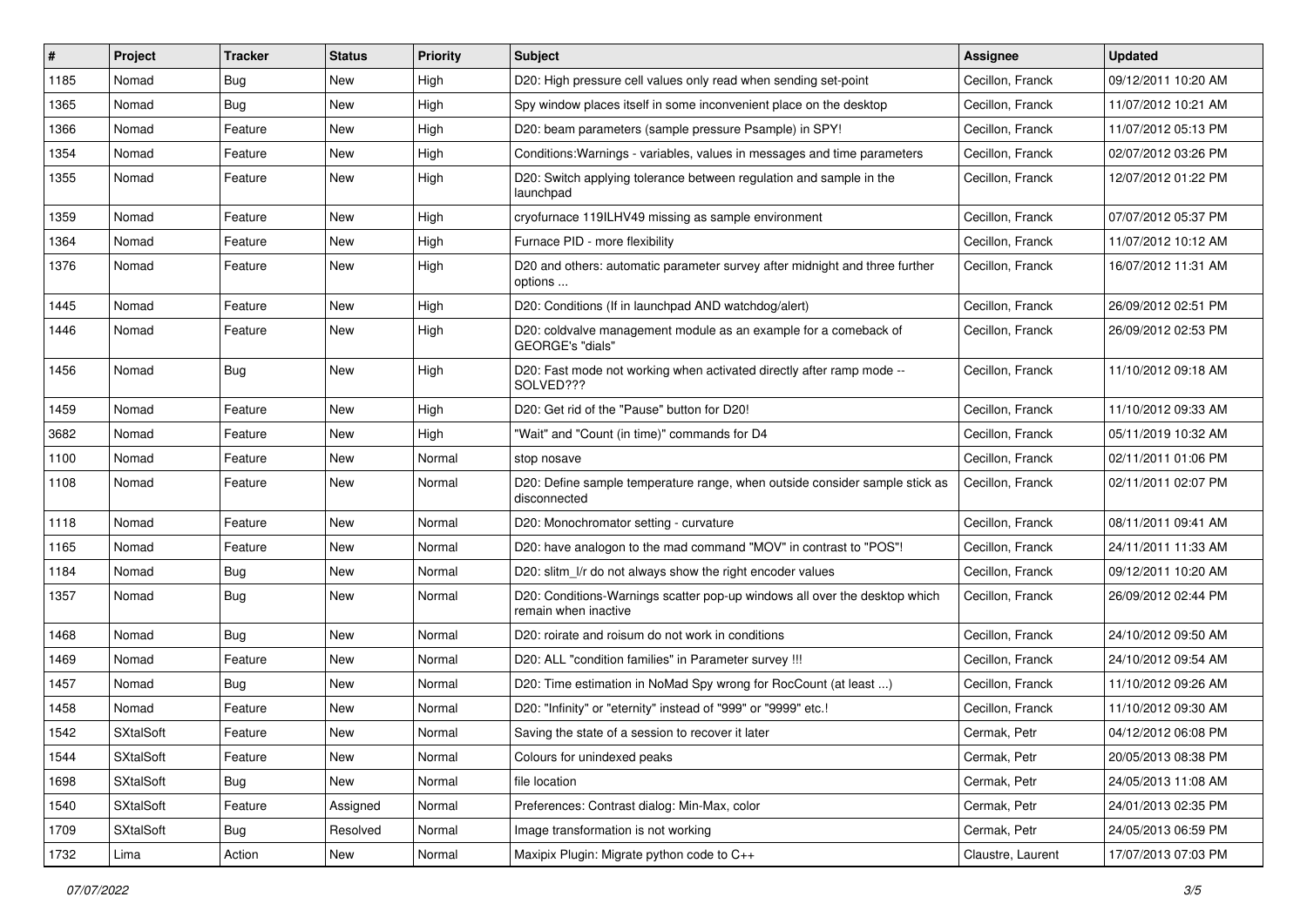| # | Project | Tracker | Status | Priority | Subject | Assignee | Updated |
|---|---|---|---|---|---|---|---|
| 1185 | Nomad | Bug | New | High | D20: High pressure cell values only read when sending set-point | Cecillon, Franck | 09/12/2011 10:20 AM |
| 1365 | Nomad | Bug | New | High | Spy window places itself in some inconvenient place on the desktop | Cecillon, Franck | 11/07/2012 10:21 AM |
| 1366 | Nomad | Feature | New | High | D20: beam parameters (sample pressure Psample) in SPY! | Cecillon, Franck | 11/07/2012 05:13 PM |
| 1354 | Nomad | Feature | New | High | Conditions:Warnings - variables, values in messages and time parameters | Cecillon, Franck | 02/07/2012 03:26 PM |
| 1355 | Nomad | Feature | New | High | D20: Switch applying tolerance between regulation and sample in the launchpad | Cecillon, Franck | 12/07/2012 01:22 PM |
| 1359 | Nomad | Feature | New | High | cryofurnace 119ILHV49 missing as sample environment | Cecillon, Franck | 07/07/2012 05:37 PM |
| 1364 | Nomad | Feature | New | High | Furnace PID - more flexibility | Cecillon, Franck | 11/07/2012 10:12 AM |
| 1376 | Nomad | Feature | New | High | D20 and others: automatic parameter survey after midnight and three further options ... | Cecillon, Franck | 16/07/2012 11:31 AM |
| 1445 | Nomad | Feature | New | High | D20: Conditions (If in launchpad AND watchdog/alert) | Cecillon, Franck | 26/09/2012 02:51 PM |
| 1446 | Nomad | Feature | New | High | D20: coldvalve management module as an example for a comeback of GEORGE's "dials" | Cecillon, Franck | 26/09/2012 02:53 PM |
| 1456 | Nomad | Bug | New | High | D20: Fast mode not working when activated directly after ramp mode -- SOLVED??? | Cecillon, Franck | 11/10/2012 09:18 AM |
| 1459 | Nomad | Feature | New | High | D20: Get rid of the "Pause" button for D20! | Cecillon, Franck | 11/10/2012 09:33 AM |
| 3682 | Nomad | Feature | New | High | "Wait" and "Count (in time)" commands for D4 | Cecillon, Franck | 05/11/2019 10:32 AM |
| 1100 | Nomad | Feature | New | Normal | stop nosave | Cecillon, Franck | 02/11/2011 01:06 PM |
| 1108 | Nomad | Feature | New | Normal | D20: Define sample temperature range, when outside consider sample stick as disconnected | Cecillon, Franck | 02/11/2011 02:07 PM |
| 1118 | Nomad | Feature | New | Normal | D20: Monochromator setting - curvature | Cecillon, Franck | 08/11/2011 09:41 AM |
| 1165 | Nomad | Feature | New | Normal | D20: have analogon to the mad command "MOV" in contrast to "POS"! | Cecillon, Franck | 24/11/2011 11:33 AM |
| 1184 | Nomad | Bug | New | Normal | D20: slitm_l/r do not always show the right encoder values | Cecillon, Franck | 09/12/2011 10:20 AM |
| 1357 | Nomad | Bug | New | Normal | D20: Conditions-Warnings scatter pop-up windows all over the desktop which remain when inactive | Cecillon, Franck | 26/09/2012 02:44 PM |
| 1468 | Nomad | Bug | New | Normal | D20: roirate and roisum do not work in conditions | Cecillon, Franck | 24/10/2012 09:50 AM |
| 1469 | Nomad | Feature | New | Normal | D20: ALL "condition families" in Parameter survey !!! | Cecillon, Franck | 24/10/2012 09:54 AM |
| 1457 | Nomad | Bug | New | Normal | D20: Time estimation in NoMad Spy wrong for RocCount (at least ...) | Cecillon, Franck | 11/10/2012 09:26 AM |
| 1458 | Nomad | Feature | New | Normal | D20: "Infinity" or "eternity" instead of "999" or "9999" etc.! | Cecillon, Franck | 11/10/2012 09:30 AM |
| 1542 | SXtalSoft | Feature | New | Normal | Saving the state of a session to recover it later | Cermak, Petr | 04/12/2012 06:08 PM |
| 1544 | SXtalSoft | Feature | New | Normal | Colours for unindexed peaks | Cermak, Petr | 20/05/2013 08:38 PM |
| 1698 | SXtalSoft | Bug | New | Normal | file location | Cermak, Petr | 24/05/2013 11:08 AM |
| 1540 | SXtalSoft | Feature | Assigned | Normal | Preferences: Contrast dialog: Min-Max, color | Cermak, Petr | 24/01/2013 02:35 PM |
| 1709 | SXtalSoft | Bug | Resolved | Normal | Image transformation is not working | Cermak, Petr | 24/05/2013 06:59 PM |
| 1732 | Lima | Action | New | Normal | Maxipix Plugin: Migrate python code to C++ | Claustre, Laurent | 17/07/2013 07:03 PM |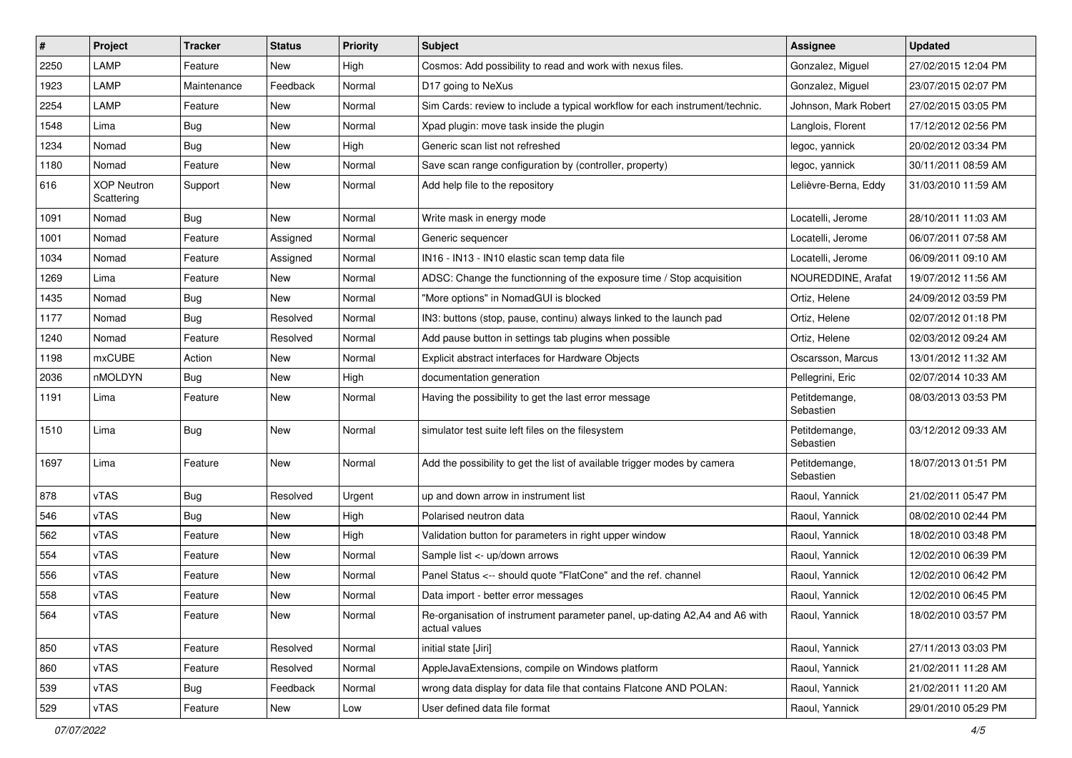| # | Project | Tracker | Status | Priority | Subject | Assignee | Updated |
|---|---|---|---|---|---|---|---|
| 2250 | LAMP | Feature | New | High | Cosmos: Add possibility to read and work with nexus files. | Gonzalez, Miguel | 27/02/2015 12:04 PM |
| 1923 | LAMP | Maintenance | Feedback | Normal | D17 going to NeXus | Gonzalez, Miguel | 23/07/2015 02:07 PM |
| 2254 | LAMP | Feature | New | Normal | Sim Cards: review to include a typical workflow for each instrument/technic. | Johnson, Mark Robert | 27/02/2015 03:05 PM |
| 1548 | Lima | Bug | New | Normal | Xpad plugin: move task inside the plugin | Langlois, Florent | 17/12/2012 02:56 PM |
| 1234 | Nomad | Bug | New | High | Generic scan list not refreshed | legoc, yannick | 20/02/2012 03:34 PM |
| 1180 | Nomad | Feature | New | Normal | Save scan range configuration by (controller, property) | legoc, yannick | 30/11/2011 08:59 AM |
| 616 | XOP Neutron Scattering | Support | New | Normal | Add help file to the repository | Lelièvre-Berna, Eddy | 31/03/2010 11:59 AM |
| 1091 | Nomad | Bug | New | Normal | Write mask in energy mode | Locatelli, Jerome | 28/10/2011 11:03 AM |
| 1001 | Nomad | Feature | Assigned | Normal | Generic sequencer | Locatelli, Jerome | 06/07/2011 07:58 AM |
| 1034 | Nomad | Feature | Assigned | Normal | IN16 - IN13 - IN10 elastic scan temp data file | Locatelli, Jerome | 06/09/2011 09:10 AM |
| 1269 | Lima | Feature | New | Normal | ADSC: Change the functionning of the exposure time / Stop acquisition | NOUREDDINE, Arafat | 19/07/2012 11:56 AM |
| 1435 | Nomad | Bug | New | Normal | "More options" in NomadGUI is blocked | Ortiz, Helene | 24/09/2012 03:59 PM |
| 1177 | Nomad | Bug | Resolved | Normal | IN3: buttons (stop, pause, continu) always linked to the launch pad | Ortiz, Helene | 02/07/2012 01:18 PM |
| 1240 | Nomad | Feature | Resolved | Normal | Add pause button in settings tab plugins when possible | Ortiz, Helene | 02/03/2012 09:24 AM |
| 1198 | mxCUBE | Action | New | Normal | Explicit abstract interfaces for Hardware Objects | Oscarsson, Marcus | 13/01/2012 11:32 AM |
| 2036 | nMOLDYN | Bug | New | High | documentation generation | Pellegrini, Eric | 02/07/2014 10:33 AM |
| 1191 | Lima | Feature | New | Normal | Having the possibility to get the last error message | Petitdemange, Sebastien | 08/03/2013 03:53 PM |
| 1510 | Lima | Bug | New | Normal | simulator test suite left files on the filesystem | Petitdemange, Sebastien | 03/12/2012 09:33 AM |
| 1697 | Lima | Feature | New | Normal | Add the possibility to get the list of available trigger modes by camera | Petitdemange, Sebastien | 18/07/2013 01:51 PM |
| 878 | vTAS | Bug | Resolved | Urgent | up and down arrow in instrument list | Raoul, Yannick | 21/02/2011 05:47 PM |
| 546 | vTAS | Bug | New | High | Polarised neutron data | Raoul, Yannick | 08/02/2010 02:44 PM |
| 562 | vTAS | Feature | New | High | Validation button for parameters in right upper window | Raoul, Yannick | 18/02/2010 03:48 PM |
| 554 | vTAS | Feature | New | Normal | Sample list <- up/down arrows | Raoul, Yannick | 12/02/2010 06:39 PM |
| 556 | vTAS | Feature | New | Normal | Panel Status <-- should quote "FlatCone" and the ref. channel | Raoul, Yannick | 12/02/2010 06:42 PM |
| 558 | vTAS | Feature | New | Normal | Data import - better error messages | Raoul, Yannick | 12/02/2010 06:45 PM |
| 564 | vTAS | Feature | New | Normal | Re-organisation of instrument parameter panel, up-dating A2,A4 and A6 with actual values | Raoul, Yannick | 18/02/2010 03:57 PM |
| 850 | vTAS | Feature | Resolved | Normal | initial state [Jiri] | Raoul, Yannick | 27/11/2013 03:03 PM |
| 860 | vTAS | Feature | Resolved | Normal | AppleJavaExtensions, compile on Windows platform | Raoul, Yannick | 21/02/2011 11:28 AM |
| 539 | vTAS | Bug | Feedback | Normal | wrong data display for data file that contains Flatcone AND POLAN: | Raoul, Yannick | 21/02/2011 11:20 AM |
| 529 | vTAS | Feature | New | Low | User defined data file format | Raoul, Yannick | 29/01/2010 05:29 PM |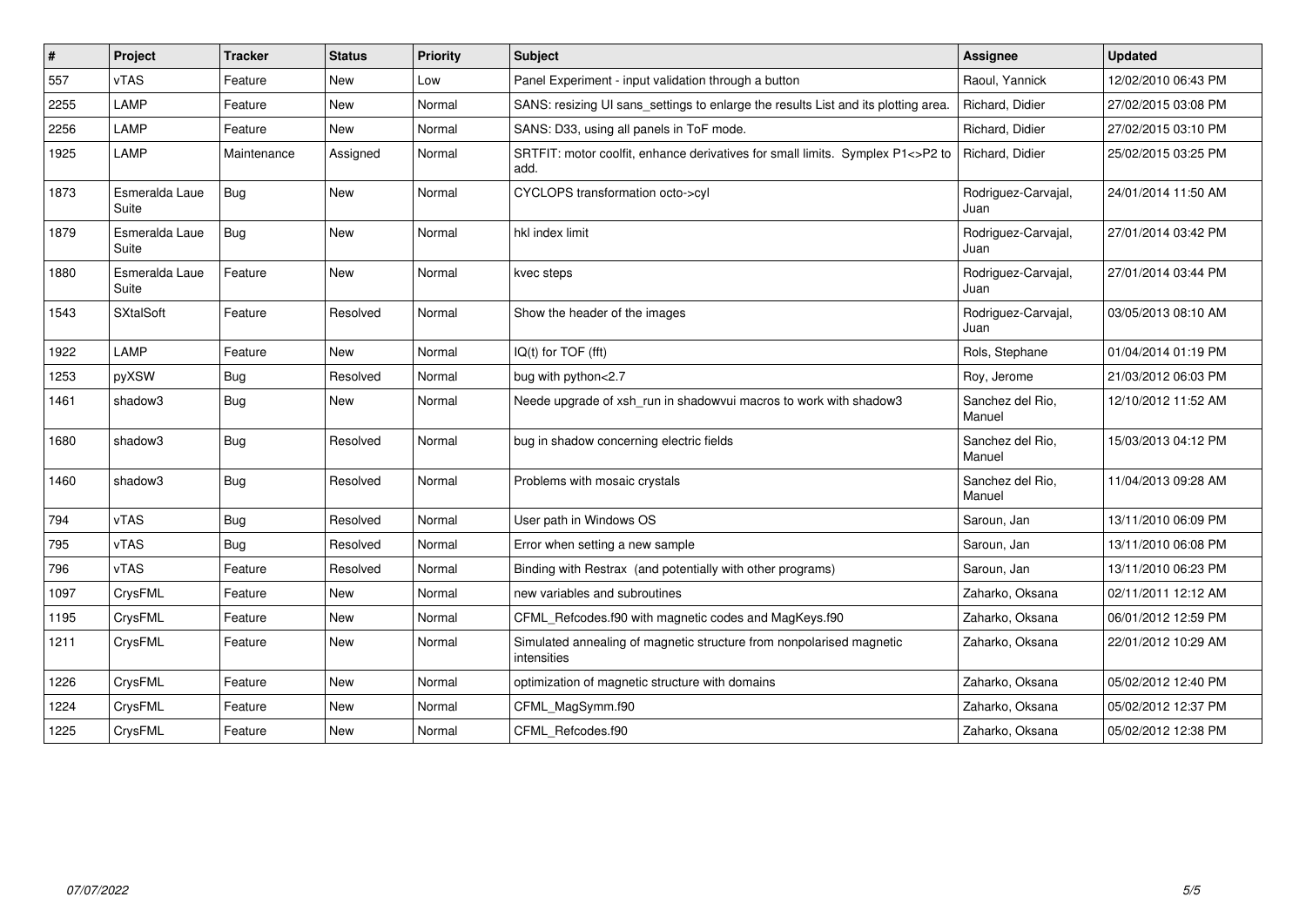| # | Project | Tracker | Status | Priority | Subject | Assignee | Updated |
|---|---|---|---|---|---|---|---|
| 557 | vTAS | Feature | New | Low | Panel Experiment - input validation through a button | Raoul, Yannick | 12/02/2010 06:43 PM |
| 2255 | LAMP | Feature | New | Normal | SANS: resizing UI sans_settings to enlarge the results List and its plotting area. | Richard, Didier | 27/02/2015 03:08 PM |
| 2256 | LAMP | Feature | New | Normal | SANS: D33, using all panels in ToF mode. | Richard, Didier | 27/02/2015 03:10 PM |
| 1925 | LAMP | Maintenance | Assigned | Normal | SRTFIT: motor coolfit, enhance derivatives for small limits. Symplex P1<>P2 to add. | Richard, Didier | 25/02/2015 03:25 PM |
| 1873 | Esmeralda Laue Suite | Bug | New | Normal | CYCLOPS transformation octo->cyl | Rodriguez-Carvajal, Juan | 24/01/2014 11:50 AM |
| 1879 | Esmeralda Laue Suite | Bug | New | Normal | hkl index limit | Rodriguez-Carvajal, Juan | 27/01/2014 03:42 PM |
| 1880 | Esmeralda Laue Suite | Feature | New | Normal | kvec steps | Rodriguez-Carvajal, Juan | 27/01/2014 03:44 PM |
| 1543 | SXtalSoft | Feature | Resolved | Normal | Show the header of the images | Rodriguez-Carvajal, Juan | 03/05/2013 08:10 AM |
| 1922 | LAMP | Feature | New | Normal | IQ(t) for TOF (fft) | Rols, Stephane | 01/04/2014 01:19 PM |
| 1253 | pyXSW | Bug | Resolved | Normal | bug with python<2.7 | Roy, Jerome | 21/03/2012 06:03 PM |
| 1461 | shadow3 | Bug | New | Normal | Neede upgrade of xsh_run in shadowvui macros to work with shadow3 | Sanchez del Rio, Manuel | 12/10/2012 11:52 AM |
| 1680 | shadow3 | Bug | Resolved | Normal | bug in shadow concerning electric fields | Sanchez del Rio, Manuel | 15/03/2013 04:12 PM |
| 1460 | shadow3 | Bug | Resolved | Normal | Problems with mosaic crystals | Sanchez del Rio, Manuel | 11/04/2013 09:28 AM |
| 794 | vTAS | Bug | Resolved | Normal | User path in Windows OS | Saroun, Jan | 13/11/2010 06:09 PM |
| 795 | vTAS | Bug | Resolved | Normal | Error when setting a new sample | Saroun, Jan | 13/11/2010 06:08 PM |
| 796 | vTAS | Feature | Resolved | Normal | Binding with Restrax (and potentially with other programs) | Saroun, Jan | 13/11/2010 06:23 PM |
| 1097 | CrysFML | Feature | New | Normal | new variables and subroutines | Zaharko, Oksana | 02/11/2011 12:12 AM |
| 1195 | CrysFML | Feature | New | Normal | CFML_Refcodes.f90 with magnetic codes and MagKeys.f90 | Zaharko, Oksana | 06/01/2012 12:59 PM |
| 1211 | CrysFML | Feature | New | Normal | Simulated annealing of magnetic structure from nonpolarised magnetic intensities | Zaharko, Oksana | 22/01/2012 10:29 AM |
| 1226 | CrysFML | Feature | New | Normal | optimization of magnetic structure with domains | Zaharko, Oksana | 05/02/2012 12:40 PM |
| 1224 | CrysFML | Feature | New | Normal | CFML_MagSymm.f90 | Zaharko, Oksana | 05/02/2012 12:37 PM |
| 1225 | CrysFML | Feature | New | Normal | CFML_Refcodes.f90 | Zaharko, Oksana | 05/02/2012 12:38 PM |